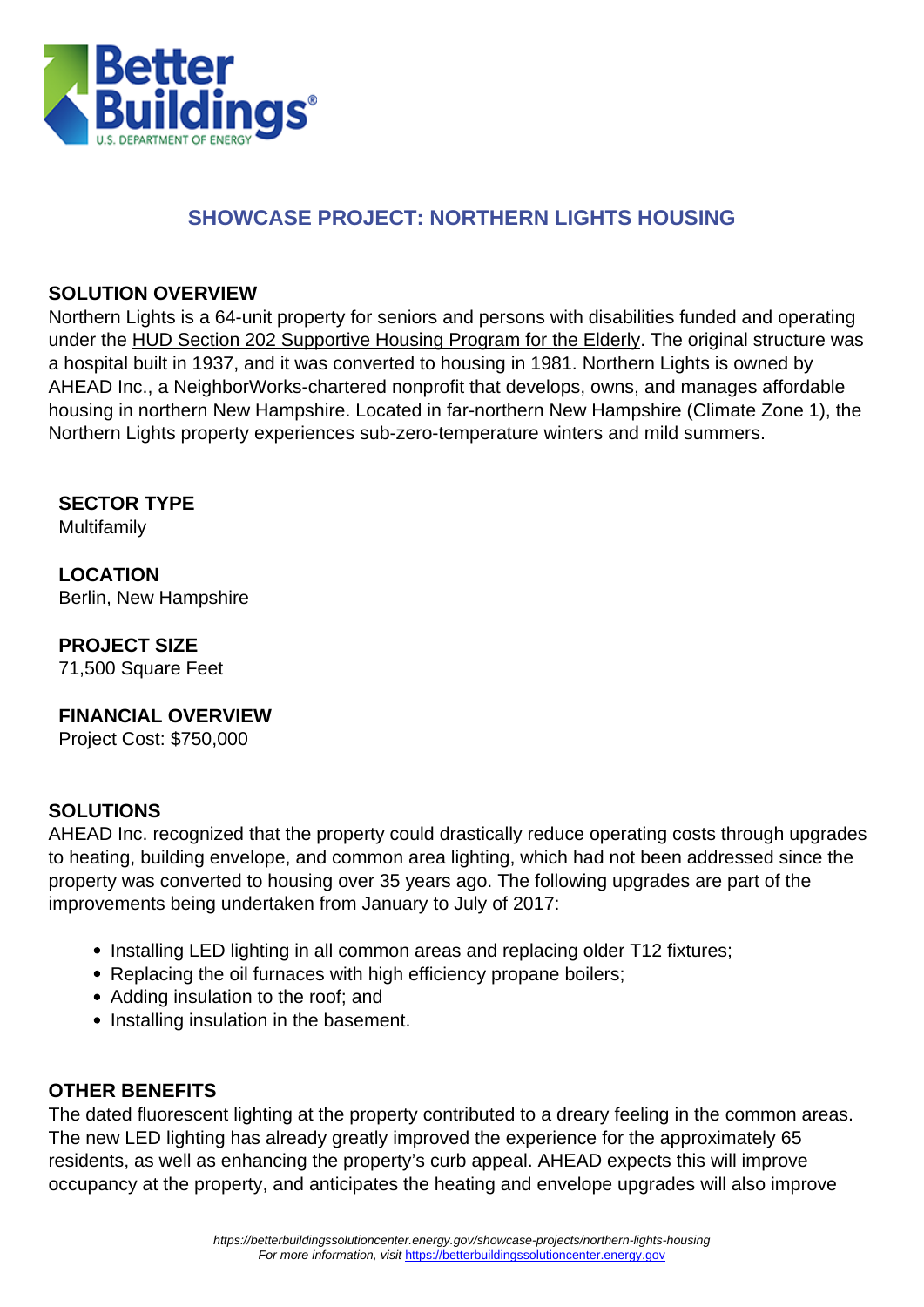# SHOWCASE PROJECT: NORTHERN LIGHTS HOUSING

## SOLUTION OVERVIEW

Northern Lights is a 64-unit property for seniors and persons with disabilities funded and operating under the HUD Section 202 Supportive Housing Program for the Elderly. The original structure was a hospital built in 1937, and it was converted to housing in 1981. Northern Lights is owned by AHEAD Inc., a NeighborWorks-chartered nonprofit that develops, owns, and manages affordable housing in northern New Hampshire. Located in far-northern New Hampshire (Climate Zone 1), the Northern Lights property experiences sub-zero-temperature winters and mild summers.

### SECTOR TYPE

Multifamily

### LOCATION

Berlin, New Hampshire

### PROJECT SIZE

71,500 Square Feet

### FINANCIAL OVERVIEW

Project Cost: $750,000

## SOLUTIONS

AHEAD Inc. recognized that the property could drastically reduce operating costs through upgrades to heating, building envelope, and common area lighting, which had not been addressed since the property was converted to housing over 35 years ago. The following upgrades are part of the improvements being undertaken from January to July of 2017:

- Installing LED lighting in all common areas and replacing older T12 fixtures;
- Replacing the oil furnaces with high efficiency propane boilers;
- Adding insulation to the roof; and
- Installing insulation in the basement.

## OTHER BENEFITS

The dated fluorescent lighting at the property contributed to a dreary feeling in the common areas. The new LED lighting has already greatly improved the experience for the approximately 65 residents, as well as enhancing the property's curb appeal. AHEAD expects this will improve occupancy at the property, and anticipates the heating and envelope upgrades will also improve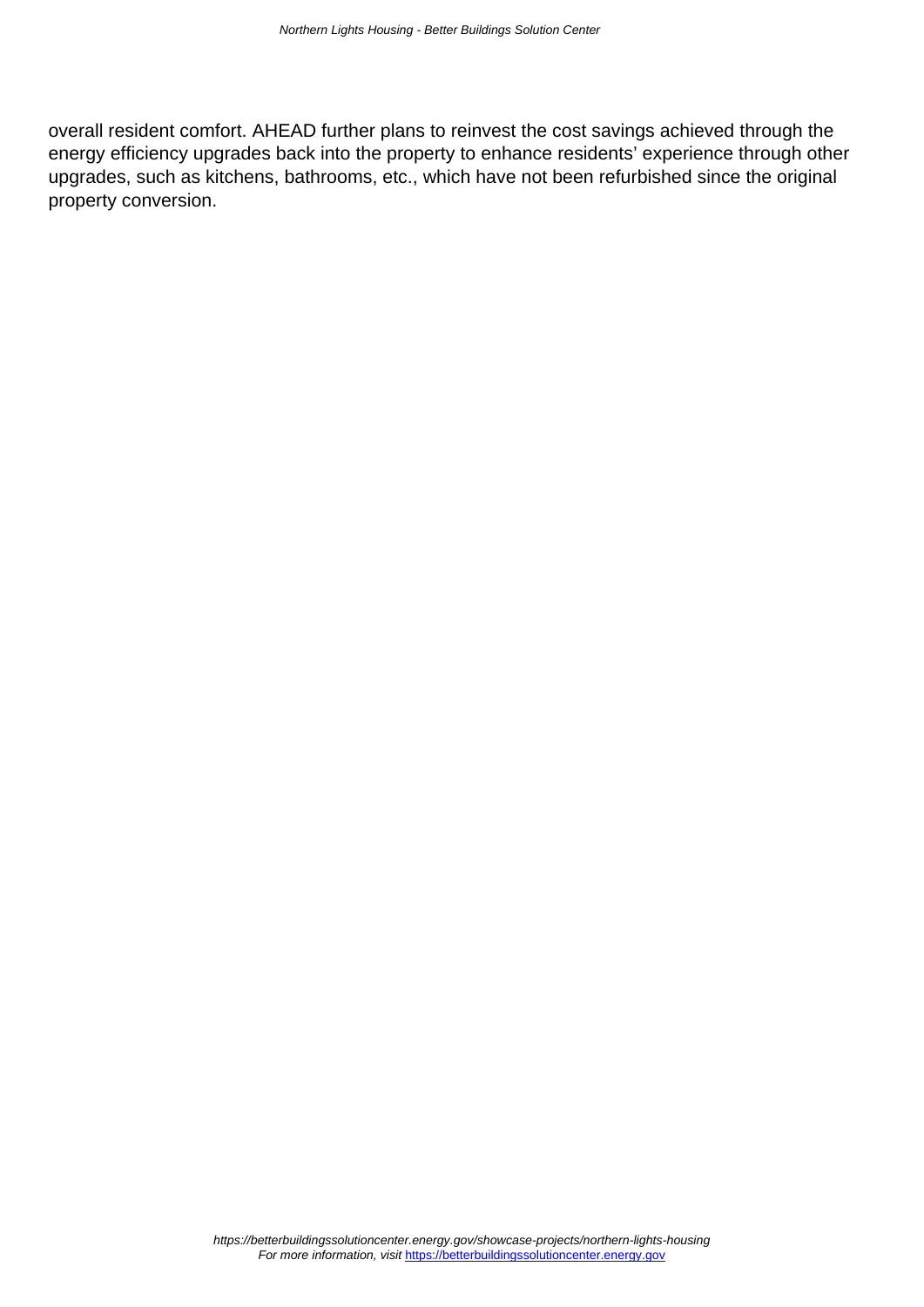overall resident comfort. AHEAD further plans to reinvest the cost savings achieved through the energy efficiency upgrades back into the property to enhance residents' experience through other upgrades, such as kitchens, bathrooms, etc., which have not been refurbished since the original property conversion.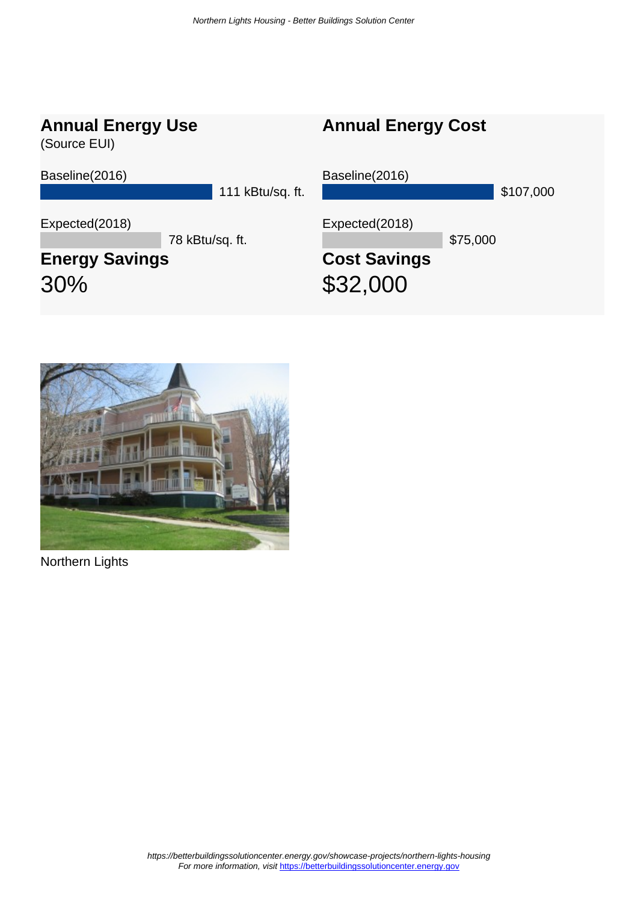## Annual Energy Use

(Source EUI)

Baseline(2016)

111 kBtu/sq. ft.

Expected(2018)

78 kBtu/sq. ft.

## Annual Energy Cost

Baseline(2016)

$107,000

Expected(2018)

$75,000

### Energy Savings

30%

### Cost Savings

$32,000

Northern Lights

https://betterbuildingssolutioncenter.energy.gov/showcase-projects/northern-lights-housing

For more information, visit https://betterbuildingssolutioncenter.energy.gov